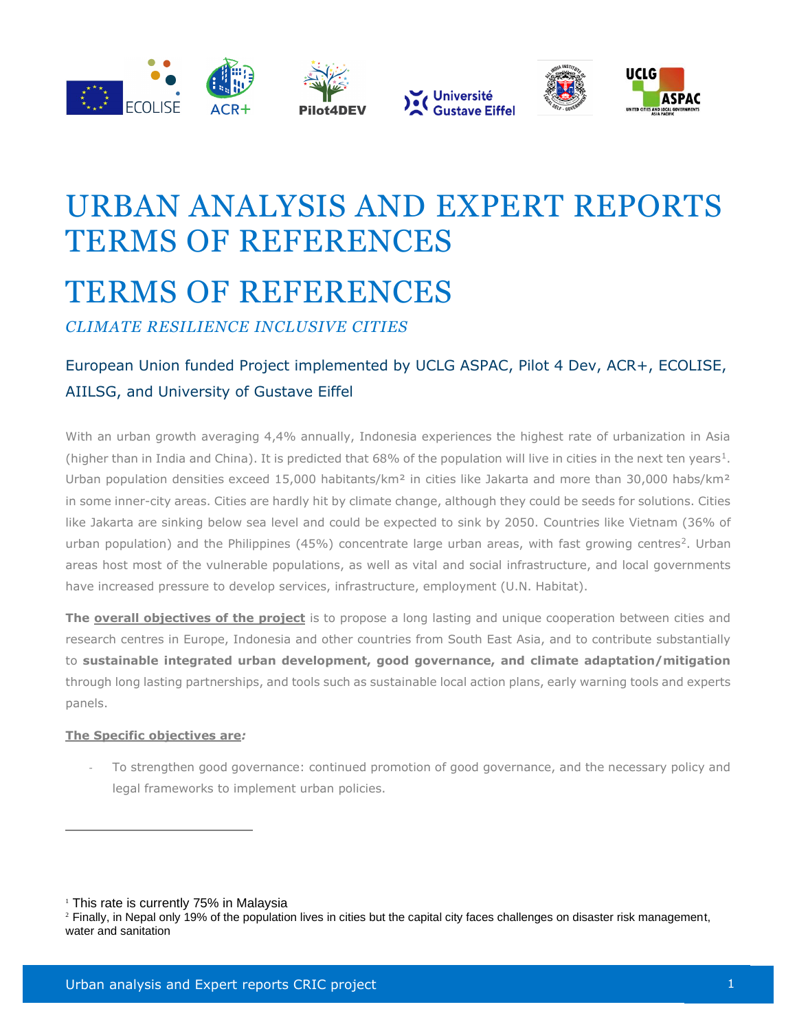# URBAN ANALYSIS AND EXPERT REPORTS TERMS OF REFERENCES

# TERMS OF REFERENCES

*CLIMATE RESILIENCE INCLUSIVE CITIES*

## European Union funded Project implemented by UCLG ASPAC, Pilot 4 Dev, ACR+, ECOLISE, AIILSG, and University of Gustave Eiffel

With an urban growth averaging 4,4% annually, Indonesia experiences the highest rate of urbanization in Asia (higher than in India and China). It is predicted that 68% of the population will live in cities in the next ten years[1]. Urban population densities exceed 15,000 habitants/km² in cities like Jakarta and more than 30,000 habs/km² in some inner-city areas. Cities are hardly hit by climate change, although they could be seeds for solutions. Cities like Jakarta are sinking below sea level and could be expected to sink by 2050. Countries like Vietnam (36% of urban population) and the Philippines (45%) concentrate large urban areas, with fast growing centres[2]. Urban areas host most of the vulnerable populations, as well as vital and social infrastructure, and local governments have increased pressure to develop services, infrastructure, employment (U.N. Habitat).

**The overall objectives of the project** is to propose a long lasting and unique cooperation between cities and research centres in Europe, Indonesia and other countries from South East Asia, and to contribute substantially to **sustainable integrated urban development, good governance, and climate adaptation/mitigation** through long lasting partnerships, and tools such as sustainable local action plans, early warning tools and experts panels.

**The Specific objectives are*:***

- To strengthen good governance: continued promotion of good governance, and the necessary policy and legal frameworks to implement urban policies.

---

[1] This rate is currently 75% in Malaysia

[2] Finally, in Nepal only 19% of the population lives in cities but the capital city faces challenges on disaster risk management, water and sanitation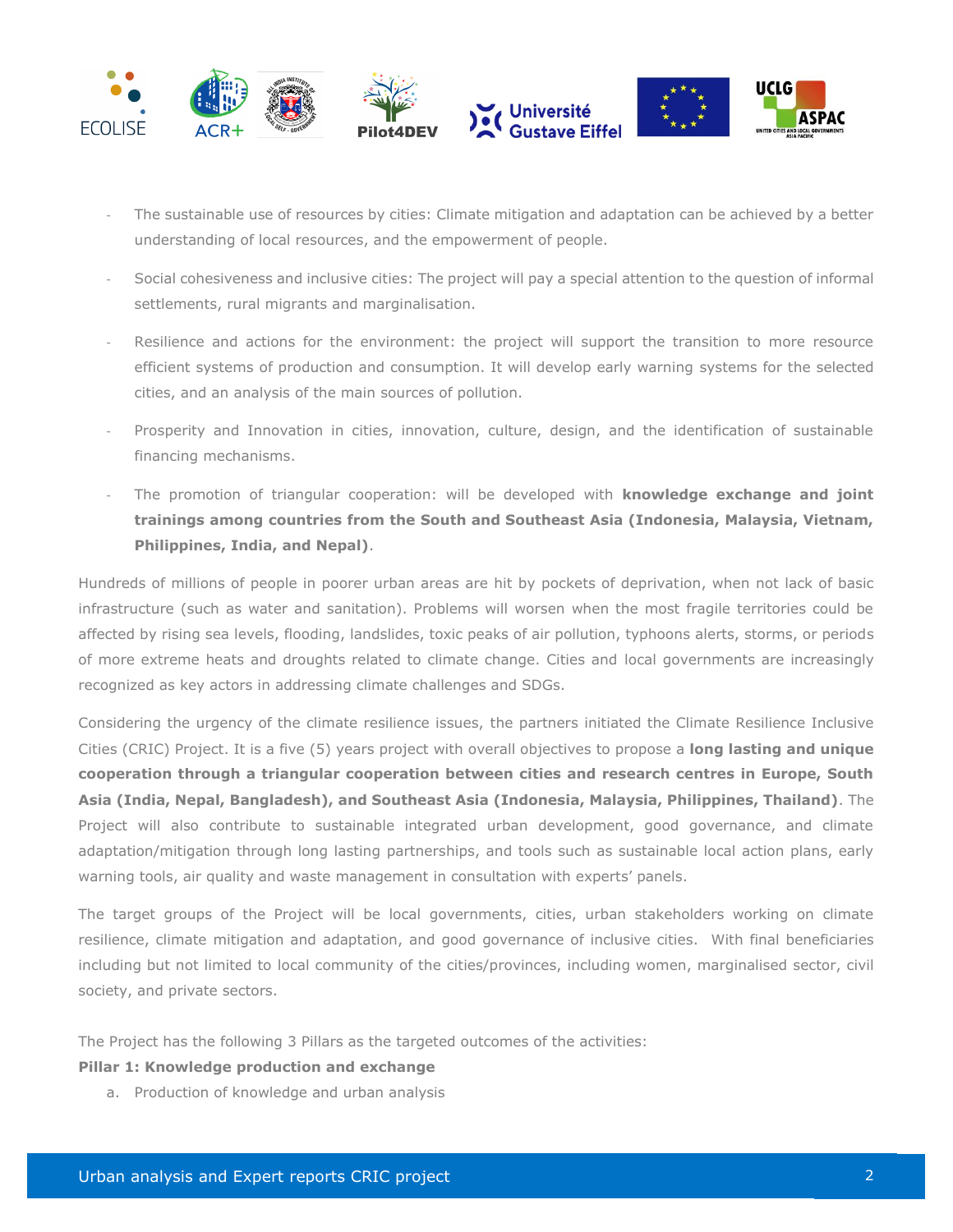- The sustainable use of resources by cities: Climate mitigation and adaptation can be achieved by a better understanding of local resources, and the empowerment of people.
- Social cohesiveness and inclusive cities: The project will pay a special attention to the question of informal settlements, rural migrants and marginalisation.
- Resilience and actions for the environment: the project will support the transition to more resource efficient systems of production and consumption. It will develop early warning systems for the selected cities, and an analysis of the main sources of pollution.
- Prosperity and Innovation in cities, innovation, culture, design, and the identification of sustainable financing mechanisms.
- The promotion of triangular cooperation: will be developed with **knowledge exchange and joint trainings among countries from the South and Southeast Asia (Indonesia, Malaysia, Vietnam, Philippines, India, and Nepal)**.

Hundreds of millions of people in poorer urban areas are hit by pockets of deprivation, when not lack of basic infrastructure (such as water and sanitation). Problems will worsen when the most fragile territories could be affected by rising sea levels, flooding, landslides, toxic peaks of air pollution, typhoons alerts, storms, or periods of more extreme heats and droughts related to climate change. Cities and local governments are increasingly recognized as key actors in addressing climate challenges and SDGs.

Considering the urgency of the climate resilience issues, the partners initiated the Climate Resilience Inclusive Cities (CRIC) Project. It is a five (5) years project with overall objectives to propose a **long lasting and unique cooperation through a triangular cooperation between cities and research centres in Europe, South Asia (India, Nepal, Bangladesh), and Southeast Asia (Indonesia, Malaysia, Philippines, Thailand)**. The Project will also contribute to sustainable integrated urban development, good governance, and climate adaptation/mitigation through long lasting partnerships, and tools such as sustainable local action plans, early warning tools, air quality and waste management in consultation with experts' panels.

The target groups of the Project will be local governments, cities, urban stakeholders working on climate resilience, climate mitigation and adaptation, and good governance of inclusive cities. With final beneficiaries including but not limited to local community of the cities/provinces, including women, marginalised sector, civil society, and private sectors.

The Project has the following 3 Pillars as the targeted outcomes of the activities:

**Pillar 1: Knowledge production and exchange**

a. Production of knowledge and urban analysis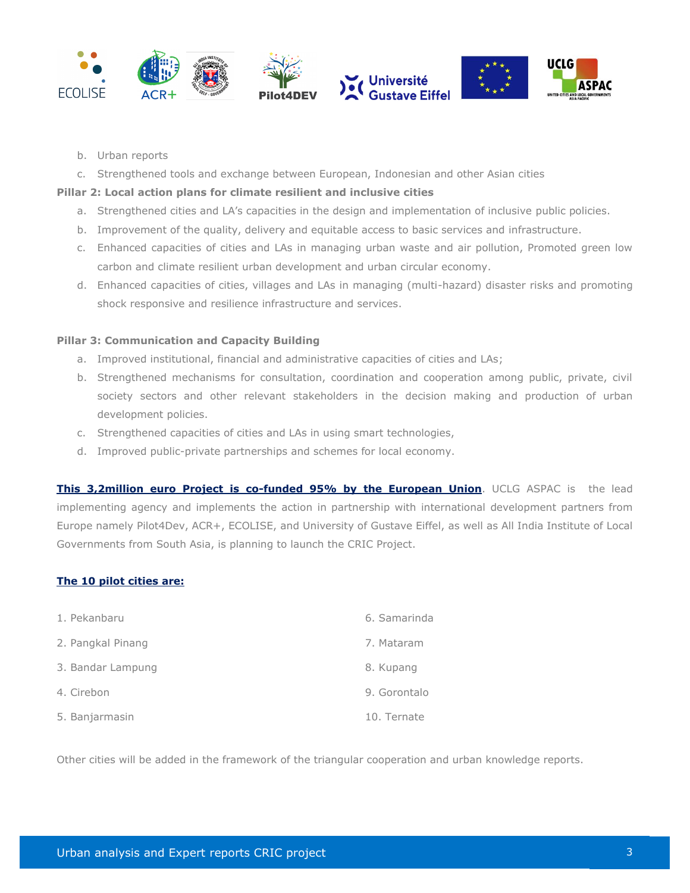b. Urban reports
c. Strengthened tools and exchange between European, Indonesian and other Asian cities

**Pillar 2: Local action plans for climate resilient and inclusive cities**

a. Strengthened cities and LA's capacities in the design and implementation of inclusive public policies.
b. Improvement of the quality, delivery and equitable access to basic services and infrastructure.
c. Enhanced capacities of cities and LAs in managing urban waste and air pollution, Promoted green low carbon and climate resilient urban development and urban circular economy.
d. Enhanced capacities of cities, villages and LAs in managing (multi-hazard) disaster risks and promoting shock responsive and resilience infrastructure and services.

**Pillar 3: Communication and Capacity Building**

a. Improved institutional, financial and administrative capacities of cities and LAs;
b. Strengthened mechanisms for consultation, coordination and cooperation among public, private, civil society sectors and other relevant stakeholders in the decision making and production of urban development policies.
c. Strengthened capacities of cities and LAs in using smart technologies,
d. Improved public-private partnerships and schemes for local economy.

**This 3,2million euro Project is co-funded 95% by the European Union**. UCLG ASPAC is the lead implementing agency and implements the action in partnership with international development partners from Europe namely Pilot4Dev, ACR+, ECOLISE, and University of Gustave Eiffel, as well as All India Institute of Local Governments from South Asia, is planning to launch the CRIC Project.

**The 10 pilot cities are:**

1. Pekanbaru
2. Pangkal Pinang
3. Bandar Lampung
4. Cirebon
5. Banjarmasin
6. Samarinda
7. Mataram
8. Kupang
9. Gorontalo
10. Ternate

Other cities will be added in the framework of the triangular cooperation and urban knowledge reports.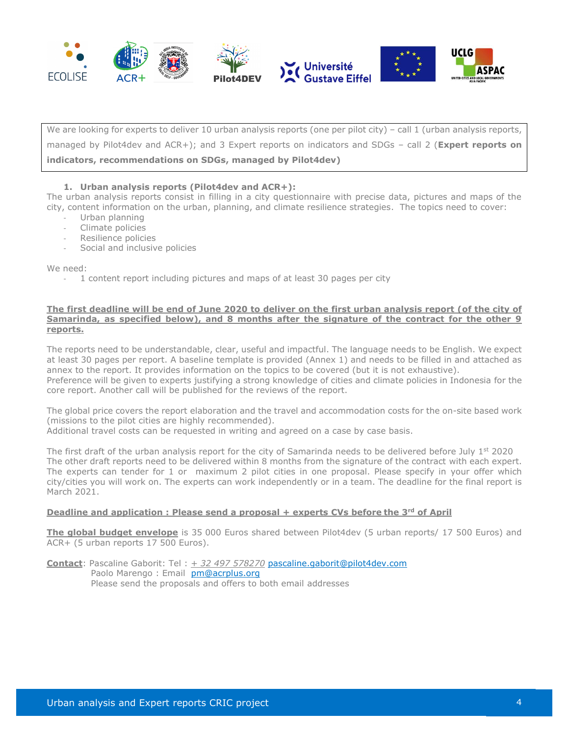We are looking for experts to deliver 10 urban analysis reports (one per pilot city) – call 1 (urban analysis reports, managed by Pilot4dev and ACR+); and 3 Expert reports on indicators and SDGs – call 2 (**Expert reports on indicators, recommendations on SDGs, managed by Pilot4dev)**

1. **Urban analysis reports (Pilot4dev and ACR+):**

The urban analysis reports consist in filling in a city questionnaire with precise data, pictures and maps of the city, content information on the urban, planning, and climate resilience strategies. The topics need to cover:

- Urban planning
- Climate policies
- Resilience policies
- Social and inclusive policies

We need:

- 1 content report including pictures and maps of at least 30 pages per city

**The first deadline will be end of June 2020 to deliver on the first urban analysis report (of the city of Samarinda, as specified below), and 8 months after the signature of the contract for the other 9 reports.**

The reports need to be understandable, clear, useful and impactful. The language needs to be English. We expect at least 30 pages per report. A baseline template is provided (Annex 1) and needs to be filled in and attached as annex to the report. It provides information on the topics to be covered (but it is not exhaustive).
Preference will be given to experts justifying a strong knowledge of cities and climate policies in Indonesia for the core report. Another call will be published for the reviews of the report.

The global price covers the report elaboration and the travel and accommodation costs for the on-site based work (missions to the pilot cities are highly recommended).
Additional travel costs can be requested in writing and agreed on a case by case basis.

The first draft of the urban analysis report for the city of Samarinda needs to be delivered before July 1st 2020
The other draft reports need to be delivered within 8 months from the signature of the contract with each expert. The experts can tender for 1 or maximum 2 pilot cities in one proposal. Please specify in your offer which city/cities you will work on. The experts can work independently or in a team. The deadline for the final report is March 2021.

**Deadline and application : Please send a proposal + experts CVs before the 3rd of April**

**The global budget envelope** is 35 000 Euros shared between Pilot4dev (5 urban reports/ 17 500 Euros) and ACR+ (5 urban reports 17 500 Euros).

**Contact**: Pascaline Gaborit: Tel : + 32 497 578270 pascaline.gaborit@pilot4dev.com
Paolo Marengo : Email pm@acrplus.org
Please send the proposals and offers to both email addresses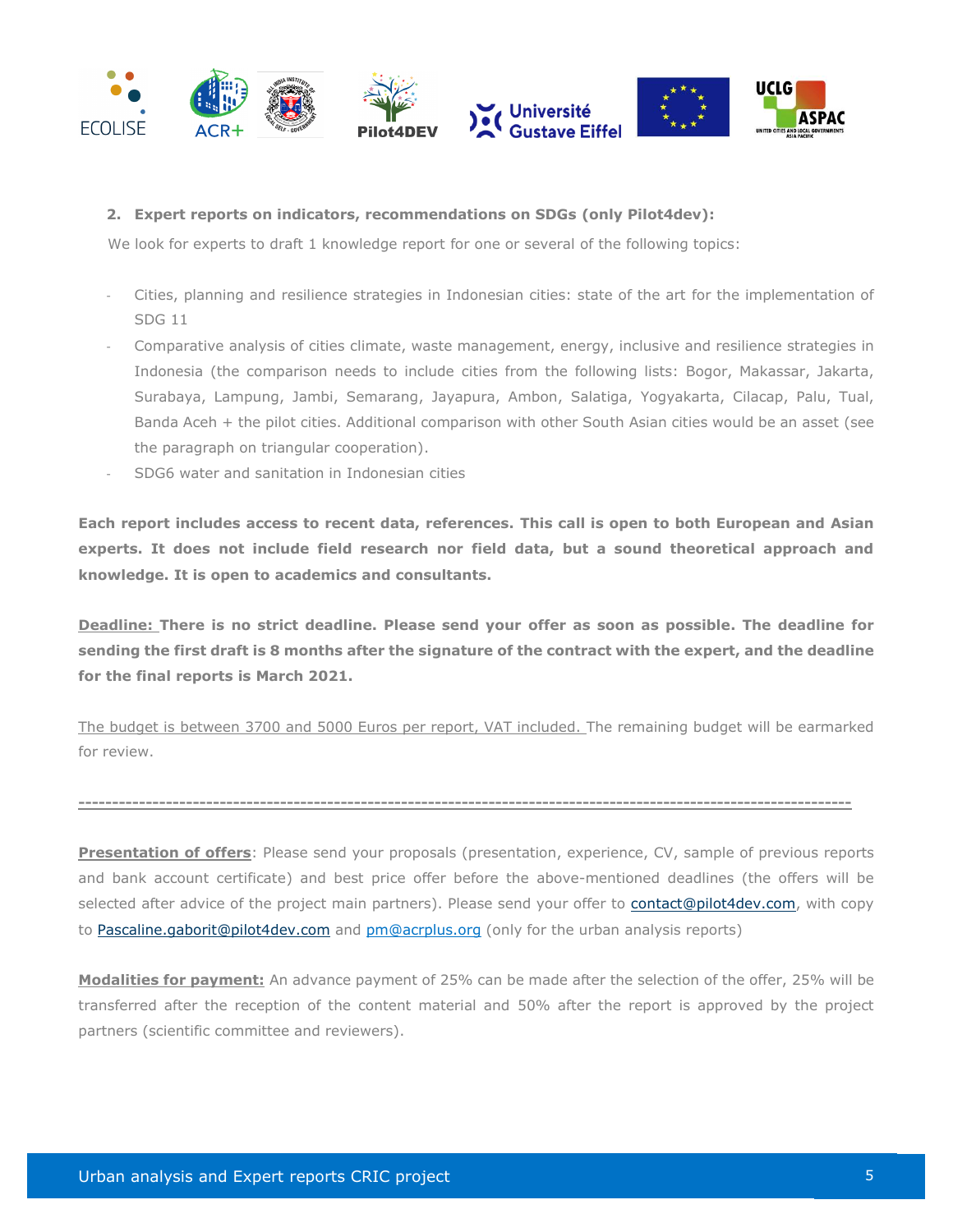**2. Expert reports on indicators, recommendations on SDGs (only Pilot4dev):**

We look for experts to draft 1 knowledge report for one or several of the following topics:

- Cities, planning and resilience strategies in Indonesian cities: state of the art for the implementation of SDG 11
- Comparative analysis of cities climate, waste management, energy, inclusive and resilience strategies in Indonesia (the comparison needs to include cities from the following lists: Bogor, Makassar, Jakarta, Surabaya, Lampung, Jambi, Semarang, Jayapura, Ambon, Salatiga, Yogyakarta, Cilacap, Palu, Tual, Banda Aceh + the pilot cities. Additional comparison with other South Asian cities would be an asset (see the paragraph on triangular cooperation).
- SDG6 water and sanitation in Indonesian cities

**Each report includes access to recent data, references. This call is open to both European and Asian experts. It does not include field research nor field data, but a sound theoretical approach and knowledge. It is open to academics and consultants.**

**Deadline: There is no strict deadline. Please send your offer as soon as possible. The deadline for sending the first draft is 8 months after the signature of the contract with the expert, and the deadline for the final reports is March 2021.**

The budget is between 3700 and 5000 Euros per report, VAT included. The remaining budget will be earmarked for review.

---

**Presentation of offers**: Please send your proposals (presentation, experience, CV, sample of previous reports and bank account certificate) and best price offer before the above-mentioned deadlines (the offers will be selected after advice of the project main partners). Please send your offer to contact@pilot4dev.com, with copy to Pascaline.gaborit@pilot4dev.com and pm@acrplus.org (only for the urban analysis reports)

**Modalities for payment:** An advance payment of 25% can be made after the selection of the offer, 25% will be transferred after the reception of the content material and 50% after the report is approved by the project partners (scientific committee and reviewers).